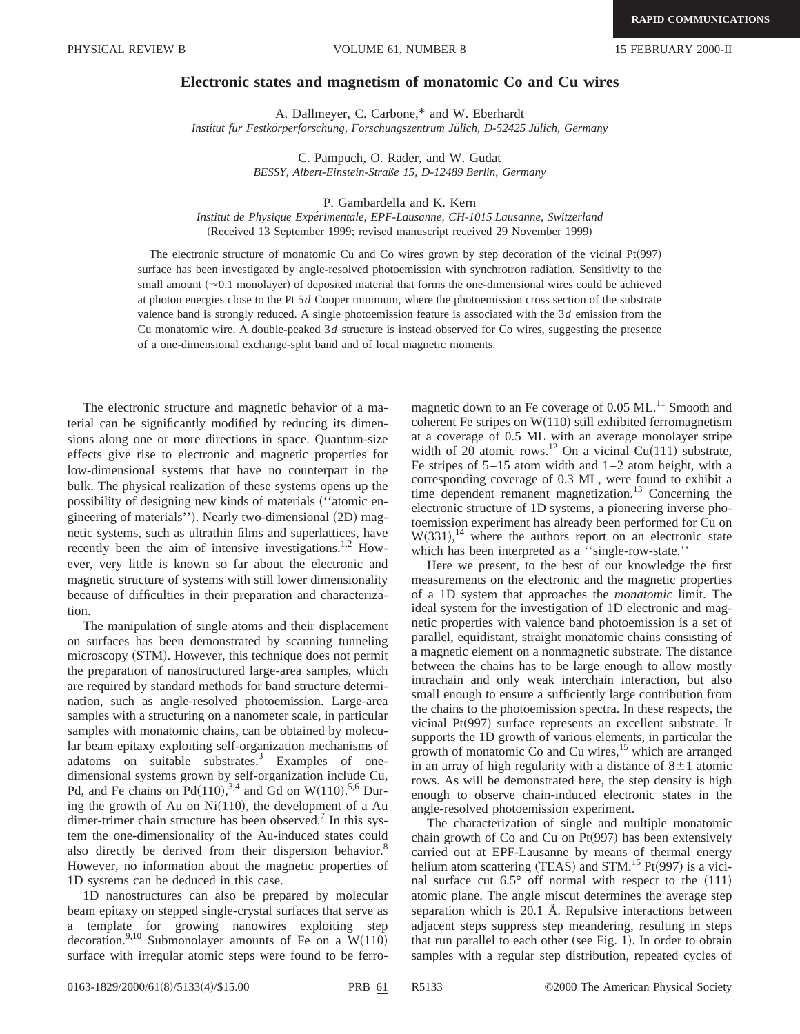# Electronic states and magnetism of monatomic Co and Cu wires

A. Dallmeyer, C. Carbone,* and W. Eberhardt

*Institut für Festkörperforschung, Forschungszentrum Jülich, D-52425 Jülich, Germany*

C. Pampuch, O. Rader, and W. Gudat

*BESSY, Albert-Einstein-Straße 15, D-12489 Berlin, Germany*

P. Gambardella and K. Kern

*Institut de Physique Expérimentale, EPF-Lausanne, CH-1015 Lausanne, Switzerland*

(Received 13 September 1999; revised manuscript received 29 November 1999)

The electronic structure of monatomic Cu and Co wires grown by step decoration of the vicinal Pt(997) surface has been investigated by angle-resolved photoemission with synchrotron radiation. Sensitivity to the small amount (≈0.1 monolayer) of deposited material that forms the one-dimensional wires could be achieved at photon energies close to the Pt 5*d* Cooper minimum, where the photoemission cross section of the substrate valence band is strongly reduced. A single photoemission feature is associated with the 3*d* emission from the Cu monatomic wire. A double-peaked 3*d* structure is instead observed for Co wires, suggesting the presence of a one-dimensional exchange-split band and of local magnetic moments.

The electronic structure and magnetic behavior of a material can be significantly modified by reducing its dimensions along one or more directions in space. Quantum-size effects give rise to electronic and magnetic properties for low-dimensional systems that have no counterpart in the bulk. The physical realization of these systems opens up the possibility of designing new kinds of materials ("atomic engineering of materials"). Nearly two-dimensional (2D) magnetic systems, such as ultrathin films and superlattices, have recently been the aim of intensive investigations.[1,2] However, very little is known so far about the electronic and magnetic structure of systems with still lower dimensionality because of difficulties in their preparation and characterization.

The manipulation of single atoms and their displacement on surfaces has been demonstrated by scanning tunneling microscopy (STM). However, this technique does not permit the preparation of nanostructured large-area samples, which are required by standard methods for band structure determination, such as angle-resolved photoemission. Large-area samples with a structuring on a nanometer scale, in particular samples with monatomic chains, can be obtained by molecular beam epitaxy exploiting self-organization mechanisms of adatoms on suitable substrates.[3] Examples of one-dimensional systems grown by self-organization include Cu, Pd, and Fe chains on Pd(110),[3,4] and Gd on W(110).[5,6] During the growth of Au on Ni(110), the development of a Au dimer-trimer chain structure has been observed.[7] In this system the one-dimensionality of the Au-induced states could also directly be derived from their dispersion behavior.[8] However, no information about the magnetic properties of 1D systems can be deduced in this case.

1D nanostructures can also be prepared by molecular beam epitaxy on stepped single-crystal surfaces that serve as a template for growing nanowires exploiting step decoration.[9,10] Submonolayer amounts of Fe on a W(110) surface with irregular atomic steps were found to be ferromagnetic down to an Fe coverage of 0.05 ML.[11] Smooth and coherent Fe stripes on W(110) still exhibited ferromagnetism at a coverage of 0.5 ML with an average monolayer stripe width of 20 atomic rows.[12] On a vicinal Cu(111) substrate, Fe stripes of 5–15 atom width and 1–2 atom height, with a corresponding coverage of 0.3 ML, were found to exhibit a time dependent remanent magnetization.[13] Concerning the electronic structure of 1D systems, a pioneering inverse photoemission experiment has already been performed for Cu on W(331),[14] where the authors report on an electronic state which has been interpreted as a "single-row-state."

Here we present, to the best of our knowledge the first measurements on the electronic and the magnetic properties of a 1D system that approaches the *monatomic* limit. The ideal system for the investigation of 1D electronic and magnetic properties with valence band photoemission is a set of parallel, equidistant, straight monatomic chains consisting of a magnetic element on a nonmagnetic substrate. The distance between the chains has to be large enough to allow mostly intrachain and only weak interchain interaction, but also small enough to ensure a sufficiently large contribution from the chains to the photoemission spectra. In these respects, the vicinal Pt(997) surface represents an excellent substrate. It supports the 1D growth of various elements, in particular the growth of monatomic Co and Cu wires,[15] which are arranged in an array of high regularity with a distance of 8±1 atomic rows. As will be demonstrated here, the step density is high enough to observe chain-induced electronic states in the angle-resolved photoemission experiment.

The characterization of single and multiple monatomic chain growth of Co and Cu on Pt(997) has been extensively carried out at EPF-Lausanne by means of thermal energy helium atom scattering (TEAS) and STM.[15] Pt(997) is a vicinal surface cut 6.5° off normal with respect to the (111) atomic plane. The angle miscut determines the average step separation which is 20.1 Å. Repulsive interactions between adjacent steps suppress step meandering, resulting in steps that run parallel to each other (see Fig. 1). In order to obtain samples with a regular step distribution, repeated cycles of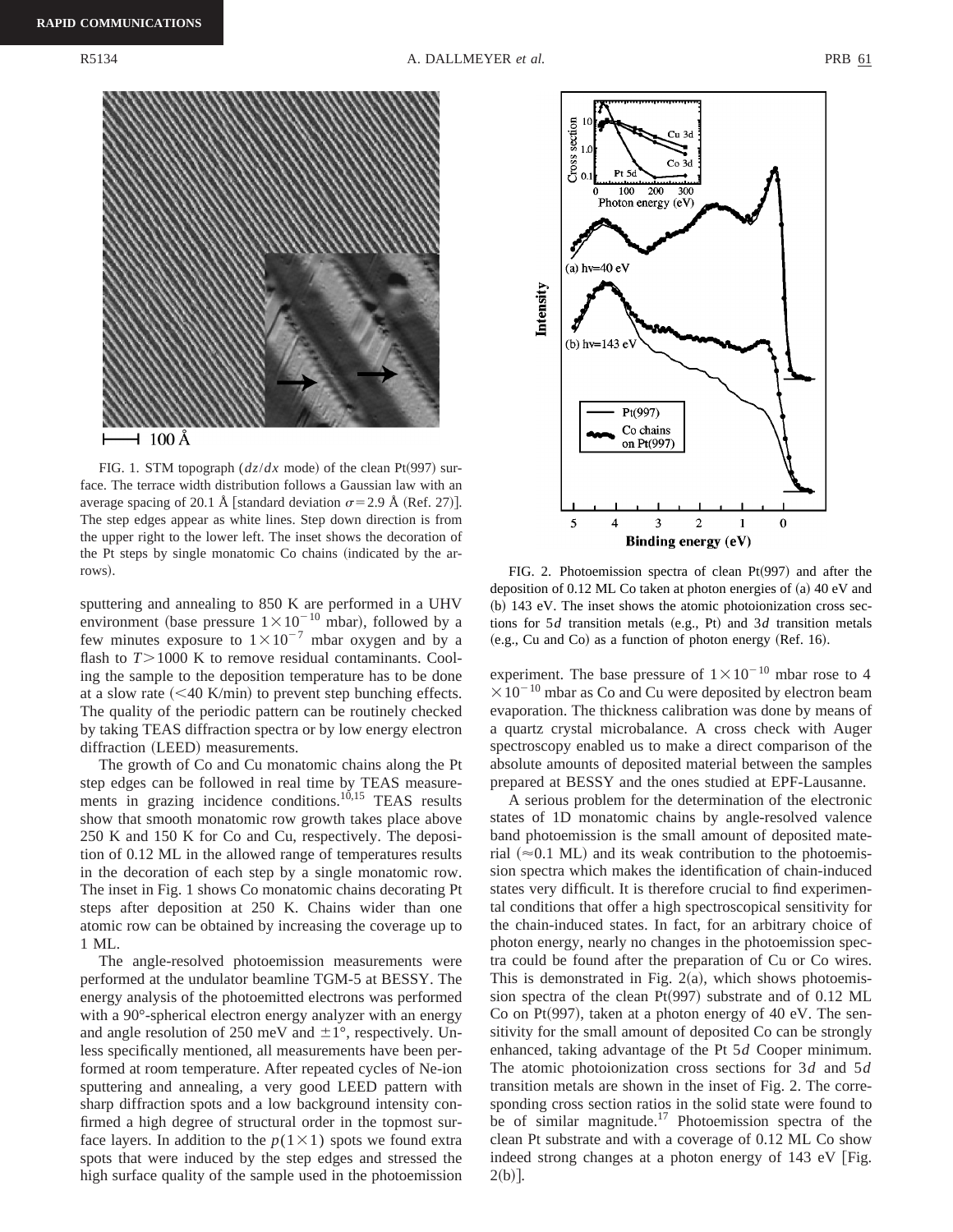FIG. 1. STM topograph ($dz/dx$ mode) of the clean Pt(997) surface. The terrace width distribution follows a Gaussian law with an average spacing of 20.1 Å [standard deviation $\sigma = 2.9$ Å (Ref. 27)]. The step edges appear as white lines. Step down direction is from the upper right to the lower left. The inset shows the decoration of the Pt steps by single monatomic Co chains (indicated by the arrows).

sputtering and annealing to 850 K are performed in a UHV environment (base pressure $1\times10^{-10}$ mbar), followed by a few minutes exposure to $1\times10^{-7}$ mbar oxygen and by a flash to $T>1000$ K to remove residual contaminants. Cooling the sample to the deposition temperature has to be done at a slow rate (<40 K/min) to prevent step bunching effects. The quality of the periodic pattern can be routinely checked by taking TEAS diffraction spectra or by low energy electron diffraction (LEED) measurements.

The growth of Co and Cu monatomic chains along the Pt step edges can be followed in real time by TEAS measurements in grazing incidence conditions.[10,15] TEAS results show that smooth monatomic row growth takes place above 250 K and 150 K for Co and Cu, respectively. The deposition of 0.12 ML in the allowed range of temperatures results in the decoration of each step by a single monatomic row. The inset in Fig. 1 shows Co monatomic chains decorating Pt steps after deposition at 250 K. Chains wider than one atomic row can be obtained by increasing the coverage up to 1 ML.

The angle-resolved photoemission measurements were performed at the undulator beamline TGM-5 at BESSY. The energy analysis of the photoemitted electrons was performed with a 90°-spherical electron energy analyzer with an energy and angle resolution of 250 meV and ±1°, respectively. Unless specifically mentioned, all measurements have been performed at room temperature. After repeated cycles of Ne-ion sputtering and annealing, a very good LEED pattern with sharp diffraction spots and a low background intensity confirmed a high degree of structural order in the topmost surface layers. In addition to the $p(1\times1)$ spots we found extra spots that were induced by the step edges and stressed the high surface quality of the sample used in the photoemission experiment. The base pressure of $1\times10^{-10}$ mbar rose to $4\times10^{-10}$ mbar as Co and Cu were deposited by electron beam evaporation. The thickness calibration was done by means of a quartz crystal microbalance. A cross check with Auger spectroscopy enabled us to make a direct comparison of the absolute amounts of deposited material between the samples prepared at BESSY and the ones studied at EPF-Lausanne.

FIG. 2. Photoemission spectra of clean Pt(997) and after the deposition of 0.12 ML Co taken at photon energies of (a) 40 eV and (b) 143 eV. The inset shows the atomic photoionization cross sections for 5$d$ transition metals (e.g., Pt) and 3$d$ transition metals (e.g., Cu and Co) as a function of photon energy (Ref. 16).

A serious problem for the determination of the electronic states of 1D monatomic chains by angle-resolved valence band photoemission is the small amount of deposited material (≈0.1 ML) and its weak contribution to the photoemission spectra which makes the identification of chain-induced states very difficult. It is therefore crucial to find experimental conditions that offer a high spectroscopical sensitivity for the chain-induced states. In fact, for an arbitrary choice of photon energy, nearly no changes in the photoemission spectra could be found after the preparation of Cu or Co wires. This is demonstrated in Fig. 2(a), which shows photoemission spectra of the clean Pt(997) substrate and of 0.12 ML Co on Pt(997), taken at a photon energy of 40 eV. The sensitivity for the small amount of deposited Co can be strongly enhanced, taking advantage of the Pt 5$d$ Cooper minimum. The atomic photoionization cross sections for 3$d$ and 5$d$ transition metals are shown in the inset of Fig. 2. The corresponding cross section ratios in the solid state were found to be of similar magnitude.[17] Photoemission spectra of the clean Pt substrate and with a coverage of 0.12 ML Co show indeed strong changes at a photon energy of 143 eV [Fig. 2(b)].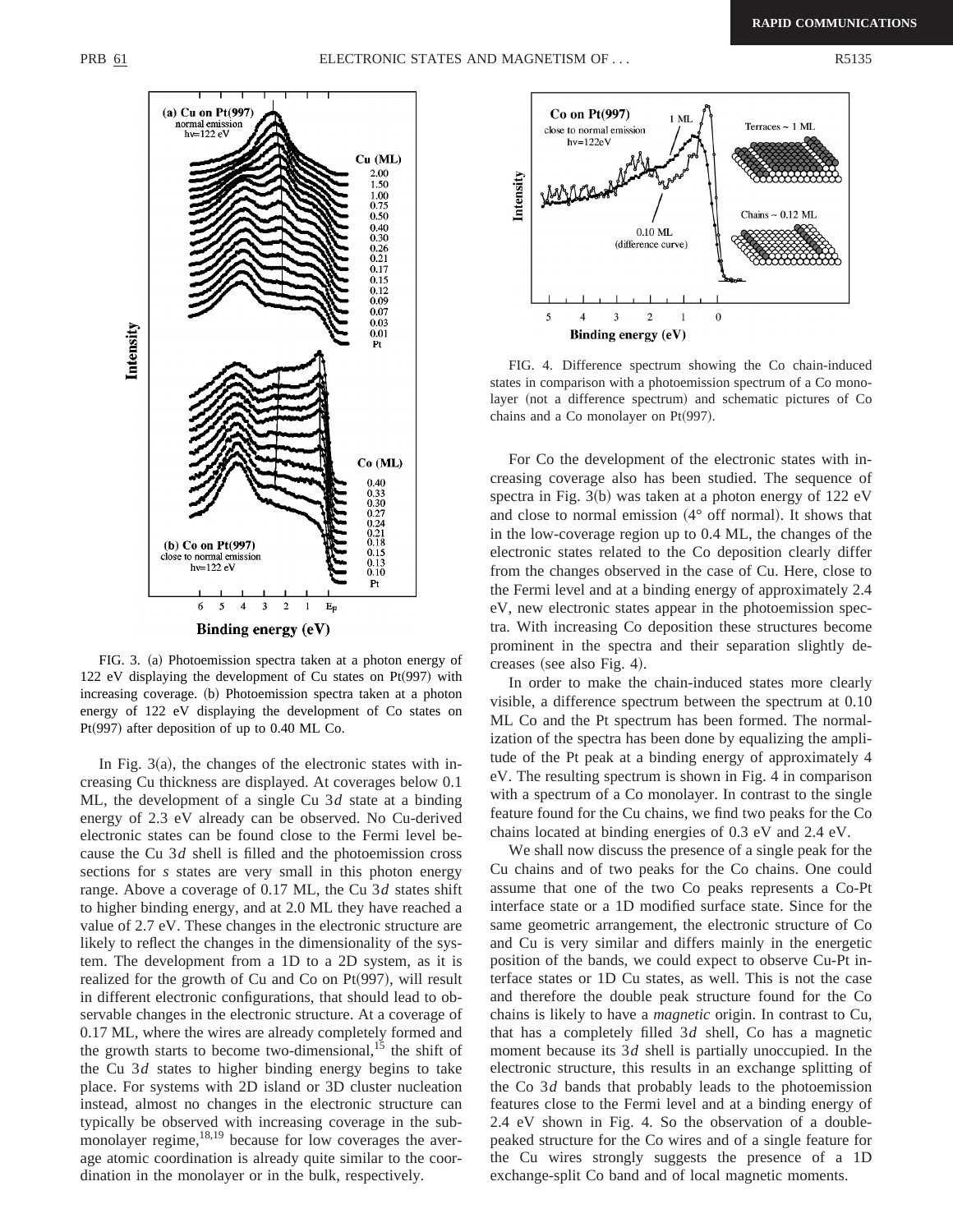FIG. 3. (a) Photoemission spectra taken at a photon energy of 122 eV displaying the development of Cu states on Pt(997) with increasing coverage. (b) Photoemission spectra taken at a photon energy of 122 eV displaying the development of Co states on Pt(997) after deposition of up to 0.40 ML Co.

In Fig. 3(a), the changes of the electronic states with increasing Cu thickness are displayed. At coverages below 0.1 ML, the development of a single Cu 3*d* state at a binding energy of 2.3 eV already can be observed. No Cu-derived electronic states can be found close to the Fermi level because the Cu 3*d* shell is filled and the photoemission cross sections for *s* states are very small in this photon energy range. Above a coverage of 0.17 ML, the Cu 3*d* states shift to higher binding energy, and at 2.0 ML they have reached a value of 2.7 eV. These changes in the electronic structure are likely to reflect the changes in the dimensionality of the system. The development from a 1D to a 2D system, as it is realized for the growth of Cu and Co on Pt(997), will result in different electronic configurations, that should lead to observable changes in the electronic structure. At a coverage of 0.17 ML, where the wires are already completely formed and the growth starts to become two-dimensional,[15] the shift of the Cu 3*d* states to higher binding energy begins to take place. For systems with 2D island or 3D cluster nucleation instead, almost no changes in the electronic structure can typically be observed with increasing coverage in the submonolayer regime,[18,19] because for low coverages the average atomic coordination is already quite similar to the coordination in the monolayer or in the bulk, respectively.

FIG. 4. Difference spectrum showing the Co chain-induced states in comparison with a photoemission spectrum of a Co monolayer (not a difference spectrum) and schematic pictures of Co chains and a Co monolayer on Pt(997).

For Co the development of the electronic states with increasing coverage also has been studied. The sequence of spectra in Fig. 3(b) was taken at a photon energy of 122 eV and close to normal emission (4° off normal). It shows that in the low-coverage region up to 0.4 ML, the changes of the electronic states related to the Co deposition clearly differ from the changes observed in the case of Cu. Here, close to the Fermi level and at a binding energy of approximately 2.4 eV, new electronic states appear in the photoemission spectra. With increasing Co deposition these structures become prominent in the spectra and their separation slightly decreases (see also Fig. 4).

In order to make the chain-induced states more clearly visible, a difference spectrum between the spectrum at 0.10 ML Co and the Pt spectrum has been formed. The normalization of the spectra has been done by equalizing the amplitude of the Pt peak at a binding energy of approximately 4 eV. The resulting spectrum is shown in Fig. 4 in comparison with a spectrum of a Co monolayer. In contrast to the single feature found for the Cu chains, we find two peaks for the Co chains located at binding energies of 0.3 eV and 2.4 eV.

We shall now discuss the presence of a single peak for the Cu chains and of two peaks for the Co chains. One could assume that one of the two Co peaks represents a Co-Pt interface state or a 1D modified surface state. Since for the same geometric arrangement, the electronic structure of Co and Cu is very similar and differs mainly in the energetic position of the bands, we could expect to observe Cu-Pt interface states or 1D Cu states, as well. This is not the case and therefore the double peak structure found for the Co chains is likely to have a *magnetic* origin. In contrast to Cu, that has a completely filled 3*d* shell, Co has a magnetic moment because its 3*d* shell is partially unoccupied. In the electronic structure, this results in an exchange splitting of the Co 3*d* bands that probably leads to the photoemission features close to the Fermi level and at a binding energy of 2.4 eV shown in Fig. 4. So the observation of a double-peaked structure for the Co wires and of a single feature for the Cu wires strongly suggests the presence of a 1D exchange-split Co band and of local magnetic moments.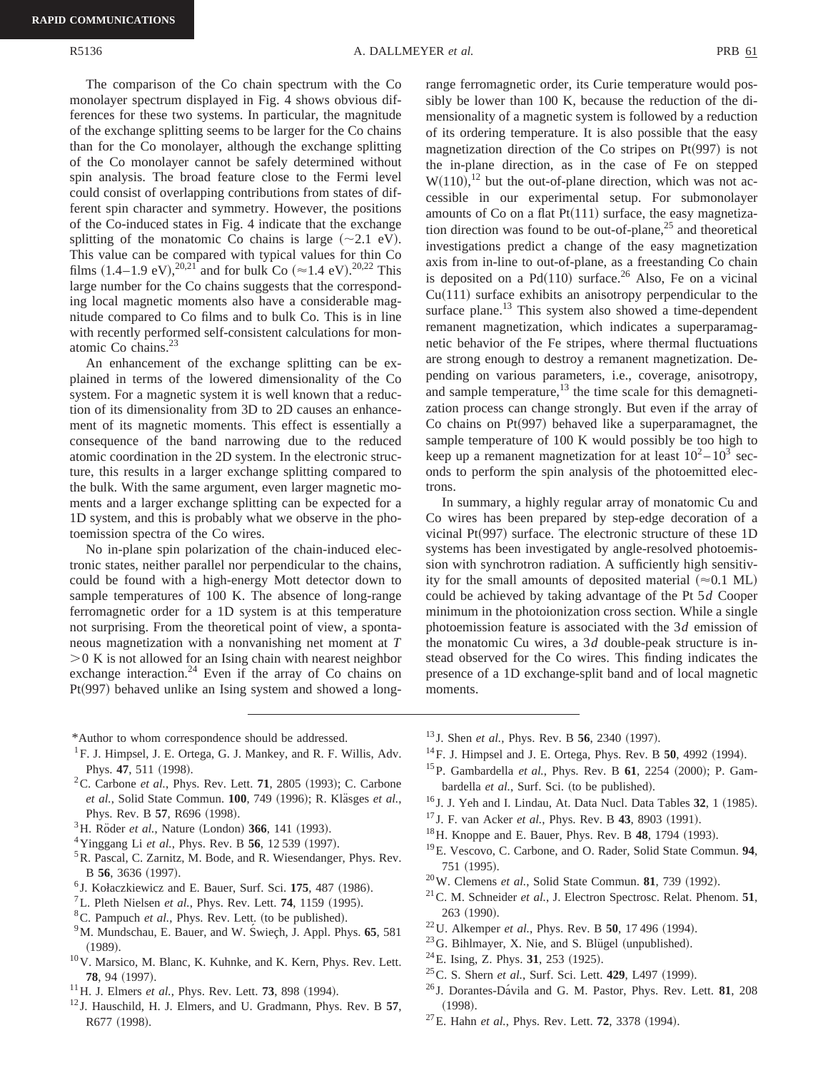The comparison of the Co chain spectrum with the Co monolayer spectrum displayed in Fig. 4 shows obvious differences for these two systems. In particular, the magnitude of the exchange splitting seems to be larger for the Co chains than for the Co monolayer, although the exchange splitting of the Co monolayer cannot be safely determined without spin analysis. The broad feature close to the Fermi level could consist of overlapping contributions from states of different spin character and symmetry. However, the positions of the Co-induced states in Fig. 4 indicate that the exchange splitting of the monatomic Co chains is large ($\sim$2.1 eV). This value can be compared with typical values for thin Co films (1.4–1.9 eV),[20,21] and for bulk Co ($\approx$1.4 eV).[20,22] This large number for the Co chains suggests that the corresponding local magnetic moments also have a considerable magnitude compared to Co films and to bulk Co. This is in line with recently performed self-consistent calculations for monatomic Co chains.[23]

An enhancement of the exchange splitting can be explained in terms of the lowered dimensionality of the Co system. For a magnetic system it is well known that a reduction of its dimensionality from 3D to 2D causes an enhancement of its magnetic moments. This effect is essentially a consequence of the band narrowing due to the reduced atomic coordination in the 2D system. In the electronic structure, this results in a larger exchange splitting compared to the bulk. With the same argument, even larger magnetic moments and a larger exchange splitting can be expected for a 1D system, and this is probably what we observe in the photoemission spectra of the Co wires.

No in-plane spin polarization of the chain-induced electronic states, neither parallel nor perpendicular to the chains, could be found with a high-energy Mott detector down to sample temperatures of 100 K. The absence of long-range ferromagnetic order for a 1D system is at this temperature not surprising. From the theoretical point of view, a spontaneous magnetization with a nonvanishing net moment at $T > 0$ K is not allowed for an Ising chain with nearest neighbor exchange interaction.[24] Even if the array of Co chains on Pt(997) behaved unlike an Ising system and showed a long-range ferromagnetic order, its Curie temperature would possibly be lower than 100 K, because the reduction of the dimensionality of a magnetic system is followed by a reduction of its ordering temperature. It is also possible that the easy magnetization direction of the Co stripes on Pt(997) is not the in-plane direction, as in the case of Fe on stepped W(110),[12] but the out-of-plane direction, which was not accessible in our experimental setup. For submonolayer amounts of Co on a flat Pt(111) surface, the easy magnetization direction was found to be out-of-plane,[25] and theoretical investigations predict a change of the easy magnetization axis from in-line to out-of-plane, as a freestanding Co chain is deposited on a Pd(110) surface.[26] Also, Fe on a vicinal Cu(111) surface exhibits an anisotropy perpendicular to the surface plane.[13] This system also showed a time-dependent remanent magnetization, which indicates a superparamagnetic behavior of the Fe stripes, where thermal fluctuations are strong enough to destroy a remanent magnetization. Depending on various parameters, i.e., coverage, anisotropy, and sample temperature,[13] the time scale for this demagnetization process can change strongly. But even if the array of Co chains on Pt(997) behaved like a superparamagnet, the sample temperature of 100 K would possibly be too high to keep up a remanent magnetization for at least $10^2$–$10^3$ seconds to perform the spin analysis of the photoemitted electrons.

In summary, a highly regular array of monatomic Cu and Co wires has been prepared by step-edge decoration of a vicinal Pt(997) surface. The electronic structure of these 1D systems has been investigated by angle-resolved photoemission with synchrotron radiation. A sufficiently high sensitivity for the small amounts of deposited material ($\approx$0.1 ML) could be achieved by taking advantage of the Pt 5$d$ Cooper minimum in the photoionization cross section. While a single photoemission feature is associated with the 3$d$ emission of the monatomic Cu wires, a 3$d$ double-peak structure is instead observed for the Co wires. This finding indicates the presence of a 1D exchange-split band and of local magnetic moments.

---

*Author to whom correspondence should be addressed.

[1] F. J. Himpsel, J. E. Ortega, G. J. Mankey, and R. F. Willis, Adv. Phys. **47**, 511 (1998).

[2] C. Carbone *et al.*, Phys. Rev. Lett. **71**, 2805 (1993); C. Carbone *et al.*, Solid State Commun. **100**, 749 (1996); R. Kläsges *et al.*, Phys. Rev. B **57**, R696 (1998).

[3] H. Röder *et al.*, Nature (London) **366**, 141 (1993).

[4] Yinggang Li *et al.*, Phys. Rev. B **56**, 12 539 (1997).

[5] R. Pascal, C. Zarnitz, M. Bode, and R. Wiesendanger, Phys. Rev. B **56**, 3636 (1997).

[6] J. Kołaczkiewicz and E. Bauer, Surf. Sci. **175**, 487 (1986).

[7] L. Pleth Nielsen *et al.*, Phys. Rev. Lett. **74**, 1159 (1995).

[8] C. Pampuch *et al.*, Phys. Rev. Lett. (to be published).

[9] M. Mundschau, E. Bauer, and W. Święch, J. Appl. Phys. **65**, 581 (1989).

[10] V. Marsico, M. Blanc, K. Kuhnke, and K. Kern, Phys. Rev. Lett. **78**, 94 (1997).

[11] H. J. Elmers *et al.*, Phys. Rev. Lett. **73**, 898 (1994).

[12] J. Hauschild, H. J. Elmers, and U. Gradmann, Phys. Rev. B **57**, R677 (1998).

[13] J. Shen *et al.*, Phys. Rev. B **56**, 2340 (1997).

[14] F. J. Himpsel and J. E. Ortega, Phys. Rev. B **50**, 4992 (1994).

[15] P. Gambardella *et al.*, Phys. Rev. B **61**, 2254 (2000); P. Gambardella *et al.*, Surf. Sci. (to be published).

[16] J. J. Yeh and I. Lindau, At. Data Nucl. Data Tables **32**, 1 (1985).

[17] J. F. van Acker *et al.*, Phys. Rev. B **43**, 8903 (1991).

[18] H. Knoppe and E. Bauer, Phys. Rev. B **48**, 1794 (1993).

[19] E. Vescovo, C. Carbone, and O. Rader, Solid State Commun. **94**, 751 (1995).

[20] W. Clemens *et al.*, Solid State Commun. **81**, 739 (1992).

[21] C. M. Schneider *et al.*, J. Electron Spectrosc. Relat. Phenom. **51**, 263 (1990).

[22] U. Alkemper *et al.*, Phys. Rev. B **50**, 17 496 (1994).

[23] G. Bihlmayer, X. Nie, and S. Blügel (unpublished).

[24] E. Ising, Z. Phys. **31**, 253 (1925).

[25] C. S. Shern *et al.*, Surf. Sci. Lett. **429**, L497 (1999).

[26] J. Dorantes-Dávila and G. M. Pastor, Phys. Rev. Lett. **81**, 208 (1998).

[27] E. Hahn *et al.*, Phys. Rev. Lett. **72**, 3378 (1994).